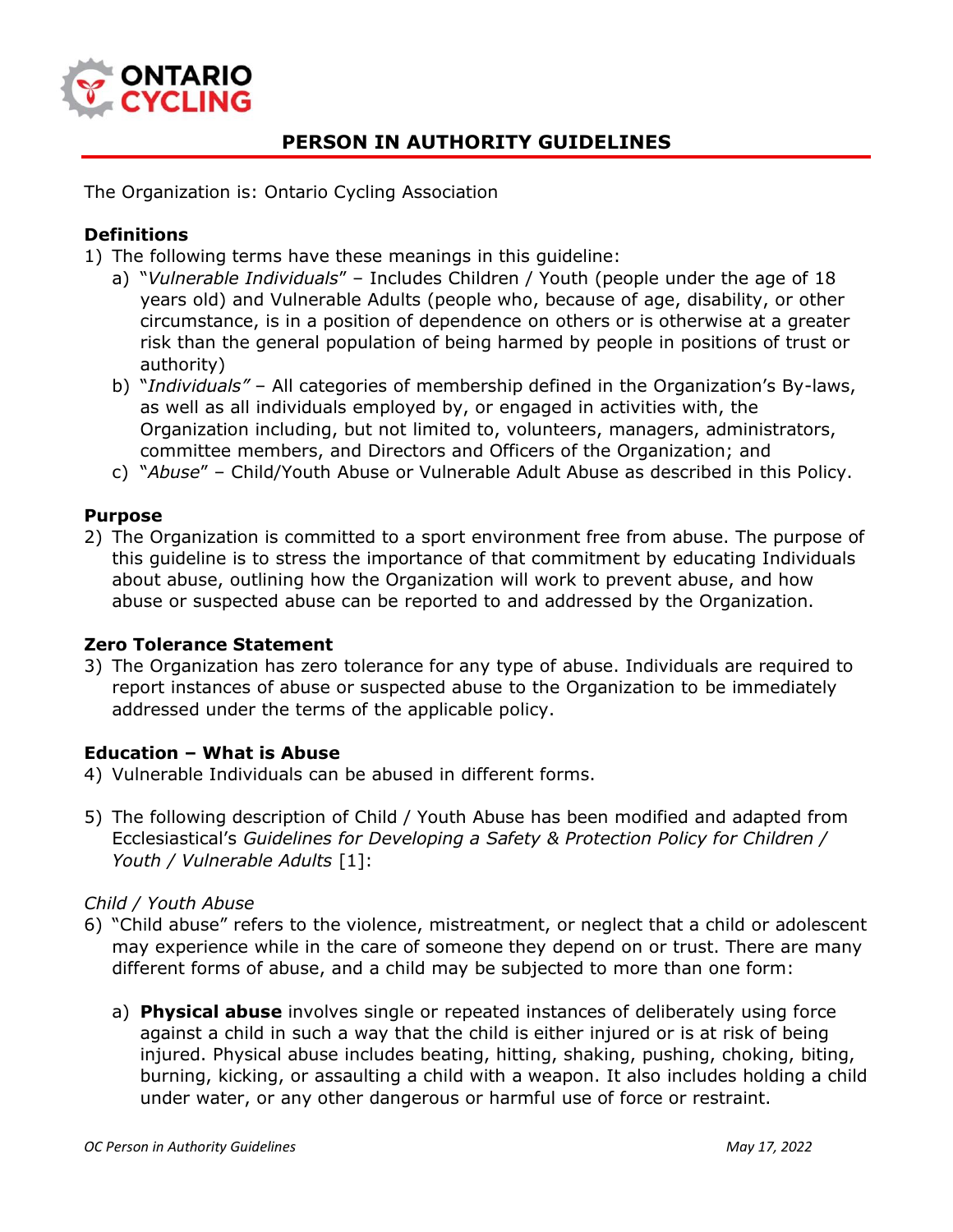# PERSON IN AUTHORITY GUIDELINES

The Organization is: Ontario Cycling Association

**Definitions**

1) The following terms have these meanings in this guideline:
   a) "*Vulnerable Individuals*" – Includes Children / Youth (people under the age of 18 years old) and Vulnerable Adults (people who, because of age, disability, or other circumstance, is in a position of dependence on others or is otherwise at a greater risk than the general population of being harmed by people in positions of trust or authority)
   b) "*Individuals"* – All categories of membership defined in the Organization's By-laws, as well as all individuals employed by, or engaged in activities with, the Organization including, but not limited to, volunteers, managers, administrators, committee members, and Directors and Officers of the Organization; and
   c) "*Abuse*" – Child/Youth Abuse or Vulnerable Adult Abuse as described in this Policy.

**Purpose**

2) The Organization is committed to a sport environment free from abuse. The purpose of this guideline is to stress the importance of that commitment by educating Individuals about abuse, outlining how the Organization will work to prevent abuse, and how abuse or suspected abuse can be reported to and addressed by the Organization.

**Zero Tolerance Statement**

3) The Organization has zero tolerance for any type of abuse. Individuals are required to report instances of abuse or suspected abuse to the Organization to be immediately addressed under the terms of the applicable policy.

**Education – What is Abuse**

4) Vulnerable Individuals can be abused in different forms.

5) The following description of Child / Youth Abuse has been modified and adapted from Ecclesiastical's *Guidelines for Developing a Safety & Protection Policy for Children / Youth / Vulnerable Adults* [1]:

*Child / Youth Abuse*

6) "Child abuse" refers to the violence, mistreatment, or neglect that a child or adolescent may experience while in the care of someone they depend on or trust. There are many different forms of abuse, and a child may be subjected to more than one form:
   a) **Physical abuse** involves single or repeated instances of deliberately using force against a child in such a way that the child is either injured or is at risk of being injured. Physical abuse includes beating, hitting, shaking, pushing, choking, biting, burning, kicking, or assaulting a child with a weapon. It also includes holding a child under water, or any other dangerous or harmful use of force or restraint.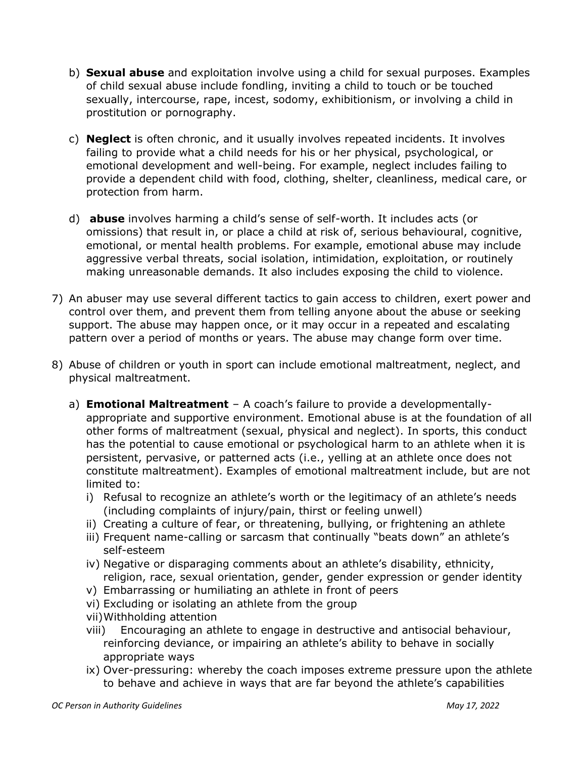b) **Sexual abuse** and exploitation involve using a child for sexual purposes. Examples of child sexual abuse include fondling, inviting a child to touch or be touched sexually, intercourse, rape, incest, sodomy, exhibitionism, or involving a child in prostitution or pornography.

c) **Neglect** is often chronic, and it usually involves repeated incidents. It involves failing to provide what a child needs for his or her physical, psychological, or emotional development and well-being. For example, neglect includes failing to provide a dependent child with food, clothing, shelter, cleanliness, medical care, or protection from harm.

d) **abuse** involves harming a child's sense of self-worth. It includes acts (or omissions) that result in, or place a child at risk of, serious behavioural, cognitive, emotional, or mental health problems. For example, emotional abuse may include aggressive verbal threats, social isolation, intimidation, exploitation, or routinely making unreasonable demands. It also includes exposing the child to violence.

7) An abuser may use several different tactics to gain access to children, exert power and control over them, and prevent them from telling anyone about the abuse or seeking support. The abuse may happen once, or it may occur in a repeated and escalating pattern over a period of months or years. The abuse may change form over time.

8) Abuse of children or youth in sport can include emotional maltreatment, neglect, and physical maltreatment.

   a) **Emotional Maltreatment** – A coach's failure to provide a developmentally-appropriate and supportive environment. Emotional abuse is at the foundation of all other forms of maltreatment (sexual, physical and neglect). In sports, this conduct has the potential to cause emotional or psychological harm to an athlete when it is persistent, pervasive, or patterned acts (i.e., yelling at an athlete once does not constitute maltreatment). Examples of emotional maltreatment include, but are not limited to:
      i) Refusal to recognize an athlete's worth or the legitimacy of an athlete's needs (including complaints of injury/pain, thirst or feeling unwell)
      ii) Creating a culture of fear, or threatening, bullying, or frightening an athlete
      iii) Frequent name-calling or sarcasm that continually "beats down" an athlete's self-esteem
      iv) Negative or disparaging comments about an athlete's disability, ethnicity, religion, race, sexual orientation, gender, gender expression or gender identity
      v) Embarrassing or humiliating an athlete in front of peers
      vi) Excluding or isolating an athlete from the group
      vii) Withholding attention
      viii) Encouraging an athlete to engage in destructive and antisocial behaviour, reinforcing deviance, or impairing an athlete's ability to behave in socially appropriate ways
      ix) Over-pressuring: whereby the coach imposes extreme pressure upon the athlete to behave and achieve in ways that are far beyond the athlete's capabilities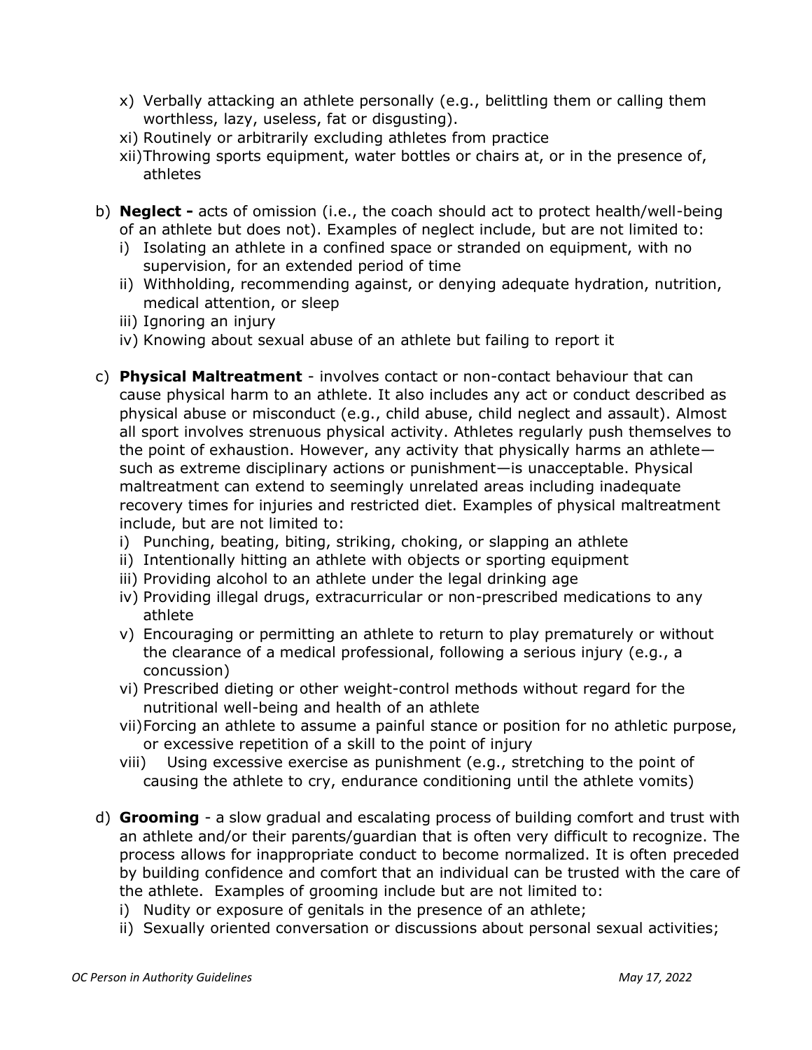x) Verbally attacking an athlete personally (e.g., belittling them or calling them worthless, lazy, useless, fat or disgusting).
xi) Routinely or arbitrarily excluding athletes from practice
xii) Throwing sports equipment, water bottles or chairs at, or in the presence of, athletes

b) **Neglect -** acts of omission (i.e., the coach should act to protect health/well-being of an athlete but does not). Examples of neglect include, but are not limited to:
   i) Isolating an athlete in a confined space or stranded on equipment, with no supervision, for an extended period of time
   ii) Withholding, recommending against, or denying adequate hydration, nutrition, medical attention, or sleep
   iii) Ignoring an injury
   iv) Knowing about sexual abuse of an athlete but failing to report it

c) **Physical Maltreatment** - involves contact or non-contact behaviour that can cause physical harm to an athlete. It also includes any act or conduct described as physical abuse or misconduct (e.g., child abuse, child neglect and assault). Almost all sport involves strenuous physical activity. Athletes regularly push themselves to the point of exhaustion. However, any activity that physically harms an athlete—such as extreme disciplinary actions or punishment—is unacceptable. Physical maltreatment can extend to seemingly unrelated areas including inadequate recovery times for injuries and restricted diet. Examples of physical maltreatment include, but are not limited to:
   i) Punching, beating, biting, striking, choking, or slapping an athlete
   ii) Intentionally hitting an athlete with objects or sporting equipment
   iii) Providing alcohol to an athlete under the legal drinking age
   iv) Providing illegal drugs, extracurricular or non-prescribed medications to any athlete
   v) Encouraging or permitting an athlete to return to play prematurely or without the clearance of a medical professional, following a serious injury (e.g., a concussion)
   vi) Prescribed dieting or other weight-control methods without regard for the nutritional well-being and health of an athlete
   vii) Forcing an athlete to assume a painful stance or position for no athletic purpose, or excessive repetition of a skill to the point of injury
   viii) Using excessive exercise as punishment (e.g., stretching to the point of causing the athlete to cry, endurance conditioning until the athlete vomits)

d) **Grooming** - a slow gradual and escalating process of building comfort and trust with an athlete and/or their parents/guardian that is often very difficult to recognize. The process allows for inappropriate conduct to become normalized. It is often preceded by building confidence and comfort that an individual can be trusted with the care of the athlete. Examples of grooming include but are not limited to:
   i) Nudity or exposure of genitals in the presence of an athlete;
   ii) Sexually oriented conversation or discussions about personal sexual activities;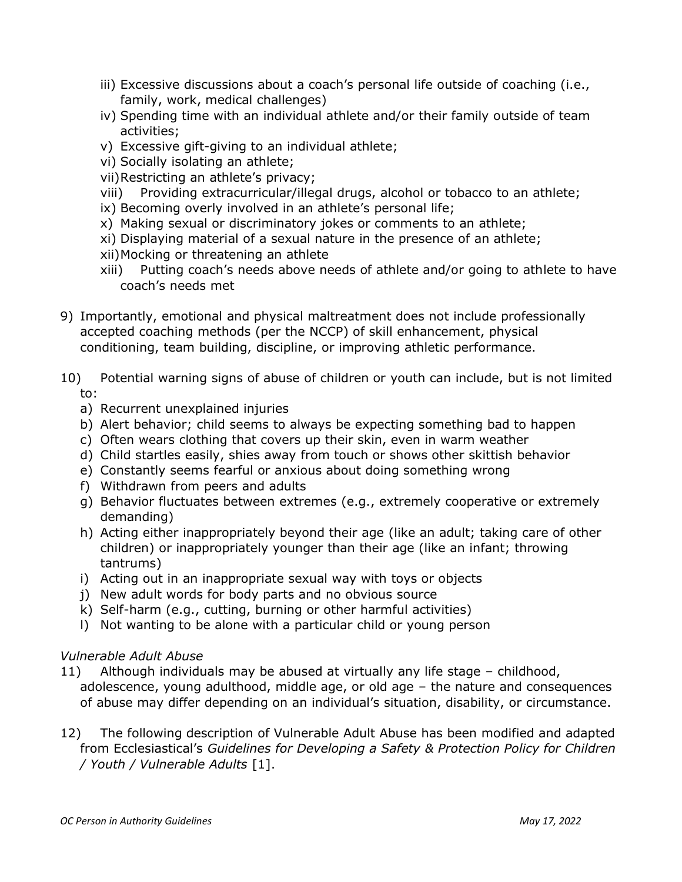iii) Excessive discussions about a coach's personal life outside of coaching (i.e., family, work, medical challenges)
iv) Spending time with an individual athlete and/or their family outside of team activities;
v) Excessive gift-giving to an individual athlete;
vi) Socially isolating an athlete;
vii) Restricting an athlete's privacy;
viii) Providing extracurricular/illegal drugs, alcohol or tobacco to an athlete;
ix) Becoming overly involved in an athlete's personal life;
x) Making sexual or discriminatory jokes or comments to an athlete;
xi) Displaying material of a sexual nature in the presence of an athlete;
xii) Mocking or threatening an athlete
xiii) Putting coach's needs above needs of athlete and/or going to athlete to have coach's needs met

9) Importantly, emotional and physical maltreatment does not include professionally accepted coaching methods (per the NCCP) of skill enhancement, physical conditioning, team building, discipline, or improving athletic performance.

10) Potential warning signs of abuse of children or youth can include, but is not limited to:
   a) Recurrent unexplained injuries
   b) Alert behavior; child seems to always be expecting something bad to happen
   c) Often wears clothing that covers up their skin, even in warm weather
   d) Child startles easily, shies away from touch or shows other skittish behavior
   e) Constantly seems fearful or anxious about doing something wrong
   f) Withdrawn from peers and adults
   g) Behavior fluctuates between extremes (e.g., extremely cooperative or extremely demanding)
   h) Acting either inappropriately beyond their age (like an adult; taking care of other children) or inappropriately younger than their age (like an infant; throwing tantrums)
   i) Acting out in an inappropriate sexual way with toys or objects
   j) New adult words for body parts and no obvious source
   k) Self-harm (e.g., cutting, burning or other harmful activities)
   l) Not wanting to be alone with a particular child or young person

*Vulnerable Adult Abuse*

11) Although individuals may be abused at virtually any life stage – childhood, adolescence, young adulthood, middle age, or old age – the nature and consequences of abuse may differ depending on an individual's situation, disability, or circumstance.

12) The following description of Vulnerable Adult Abuse has been modified and adapted from Ecclesiastical's *Guidelines for Developing a Safety & Protection Policy for Children / Youth / Vulnerable Adults* [1].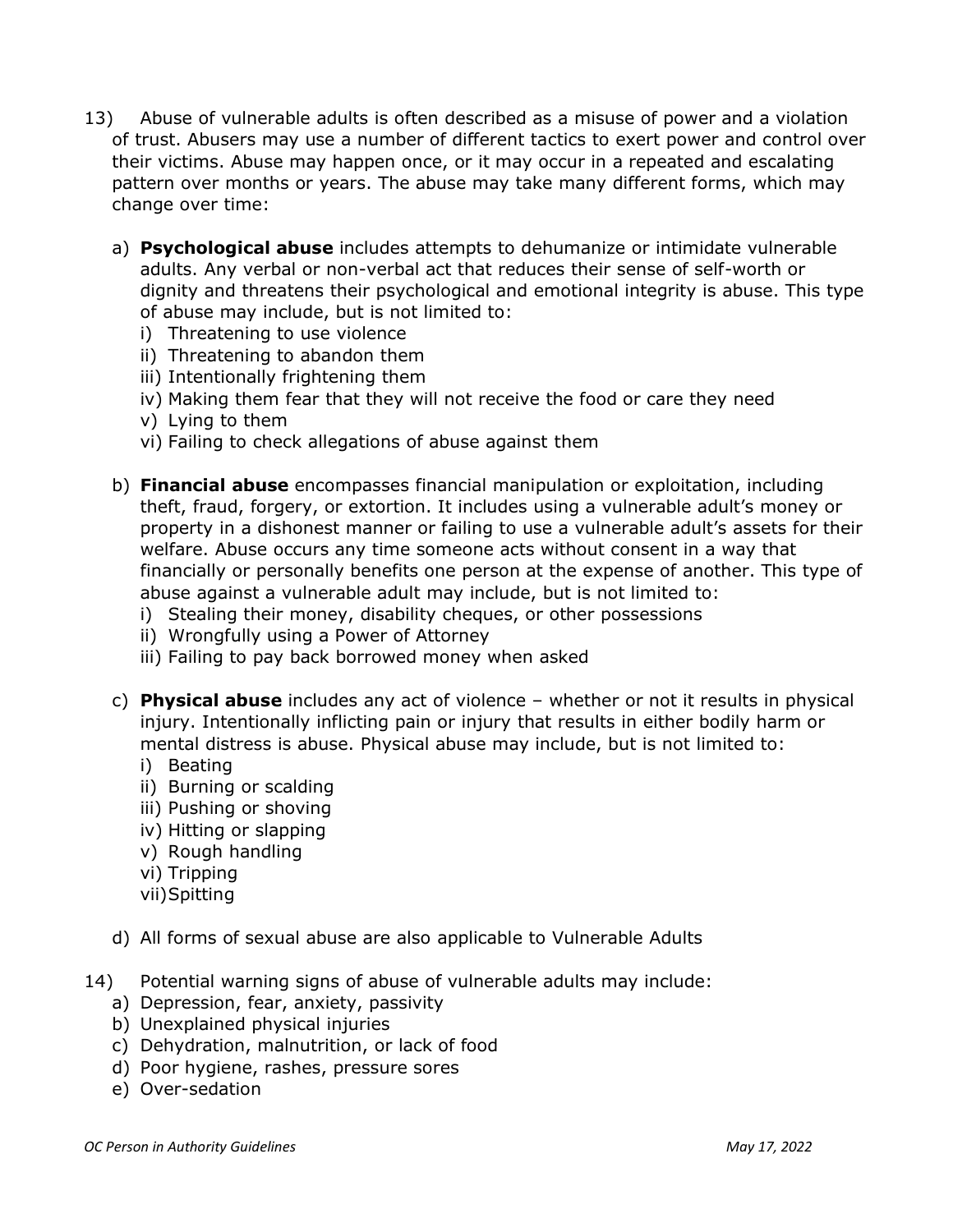13) Abuse of vulnerable adults is often described as a misuse of power and a violation of trust. Abusers may use a number of different tactics to exert power and control over their victims. Abuse may happen once, or it may occur in a repeated and escalating pattern over months or years. The abuse may take many different forms, which may change over time:

   a) **Psychological abuse** includes attempts to dehumanize or intimidate vulnerable adults. Any verbal or non-verbal act that reduces their sense of self-worth or dignity and threatens their psychological and emotional integrity is abuse. This type of abuse may include, but is not limited to:
      i) Threatening to use violence
      ii) Threatening to abandon them
      iii) Intentionally frightening them
      iv) Making them fear that they will not receive the food or care they need
      v) Lying to them
      vi) Failing to check allegations of abuse against them

   b) **Financial abuse** encompasses financial manipulation or exploitation, including theft, fraud, forgery, or extortion. It includes using a vulnerable adult's money or property in a dishonest manner or failing to use a vulnerable adult's assets for their welfare. Abuse occurs any time someone acts without consent in a way that financially or personally benefits one person at the expense of another. This type of abuse against a vulnerable adult may include, but is not limited to:
      i) Stealing their money, disability cheques, or other possessions
      ii) Wrongfully using a Power of Attorney
      iii) Failing to pay back borrowed money when asked

   c) **Physical abuse** includes any act of violence – whether or not it results in physical injury. Intentionally inflicting pain or injury that results in either bodily harm or mental distress is abuse. Physical abuse may include, but is not limited to:
      i) Beating
      ii) Burning or scalding
      iii) Pushing or shoving
      iv) Hitting or slapping
      v) Rough handling
      vi) Tripping
      vii) Spitting

   d) All forms of sexual abuse are also applicable to Vulnerable Adults

14) Potential warning signs of abuse of vulnerable adults may include:
   a) Depression, fear, anxiety, passivity
   b) Unexplained physical injuries
   c) Dehydration, malnutrition, or lack of food
   d) Poor hygiene, rashes, pressure sores
   e) Over-sedation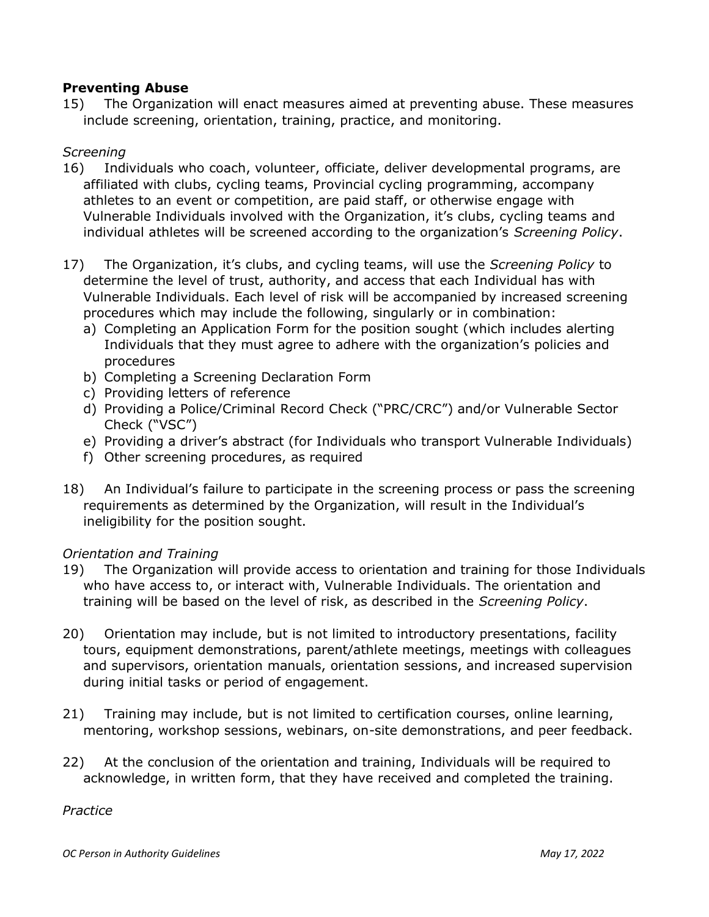**Preventing Abuse**

15) The Organization will enact measures aimed at preventing abuse. These measures include screening, orientation, training, practice, and monitoring.

*Screening*

16) Individuals who coach, volunteer, officiate, deliver developmental programs, are affiliated with clubs, cycling teams, Provincial cycling programming, accompany athletes to an event or competition, are paid staff, or otherwise engage with Vulnerable Individuals involved with the Organization, it's clubs, cycling teams and individual athletes will be screened according to the organization's *Screening Policy*.

17) The Organization, it's clubs, and cycling teams, will use the *Screening Policy* to determine the level of trust, authority, and access that each Individual has with Vulnerable Individuals. Each level of risk will be accompanied by increased screening procedures which may include the following, singularly or in combination:
   a) Completing an Application Form for the position sought (which includes alerting Individuals that they must agree to adhere with the organization's policies and procedures
   b) Completing a Screening Declaration Form
   c) Providing letters of reference
   d) Providing a Police/Criminal Record Check ("PRC/CRC") and/or Vulnerable Sector Check ("VSC")
   e) Providing a driver's abstract (for Individuals who transport Vulnerable Individuals)
   f) Other screening procedures, as required

18) An Individual's failure to participate in the screening process or pass the screening requirements as determined by the Organization, will result in the Individual's ineligibility for the position sought.

*Orientation and Training*

19) The Organization will provide access to orientation and training for those Individuals who have access to, or interact with, Vulnerable Individuals. The orientation and training will be based on the level of risk, as described in the *Screening Policy*.

20) Orientation may include, but is not limited to introductory presentations, facility tours, equipment demonstrations, parent/athlete meetings, meetings with colleagues and supervisors, orientation manuals, orientation sessions, and increased supervision during initial tasks or period of engagement.

21) Training may include, but is not limited to certification courses, online learning, mentoring, workshop sessions, webinars, on-site demonstrations, and peer feedback.

22) At the conclusion of the orientation and training, Individuals will be required to acknowledge, in written form, that they have received and completed the training.

*Practice*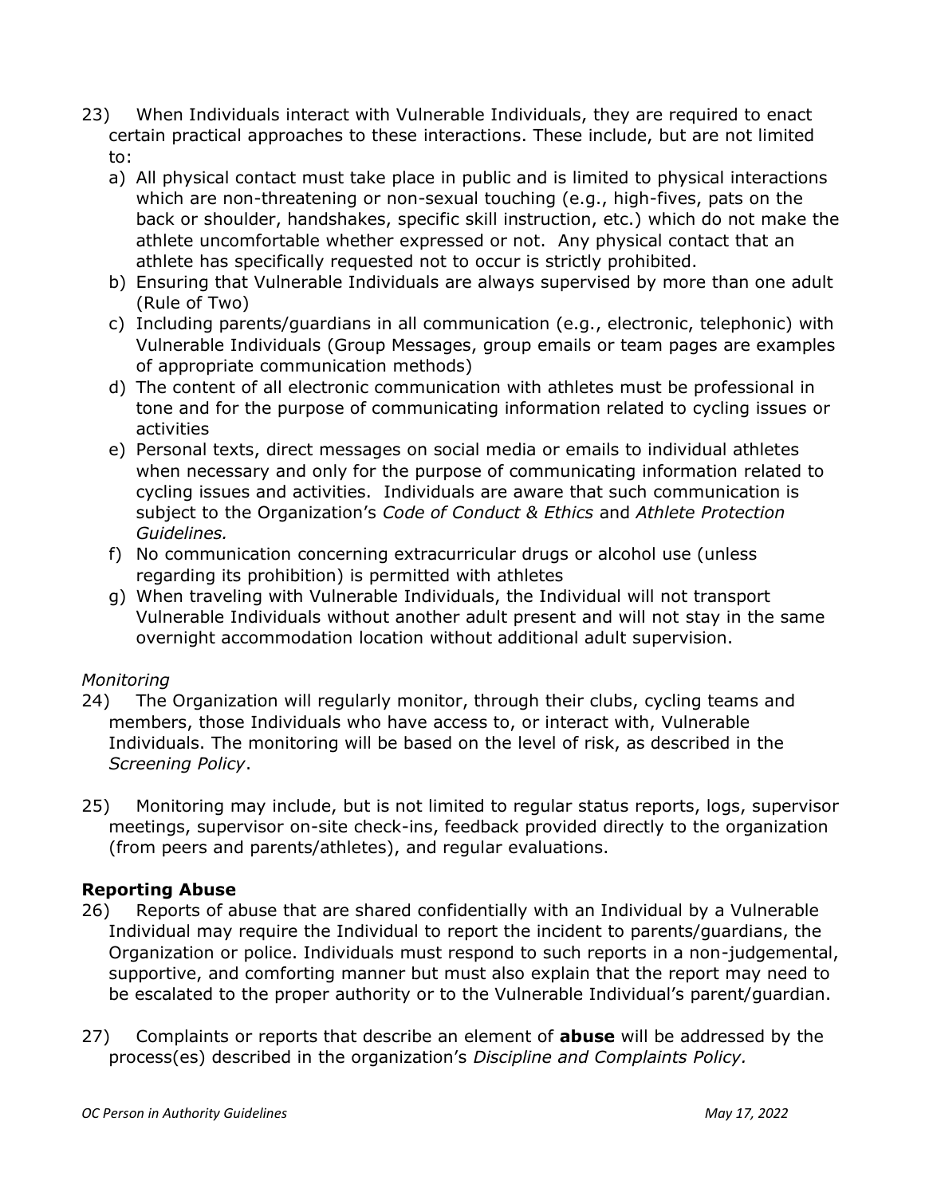23) When Individuals interact with Vulnerable Individuals, they are required to enact certain practical approaches to these interactions. These include, but are not limited to:

   a) All physical contact must take place in public and is limited to physical interactions which are non-threatening or non-sexual touching (e.g., high-fives, pats on the back or shoulder, handshakes, specific skill instruction, etc.) which do not make the athlete uncomfortable whether expressed or not. Any physical contact that an athlete has specifically requested not to occur is strictly prohibited.
   b) Ensuring that Vulnerable Individuals are always supervised by more than one adult (Rule of Two)
   c) Including parents/guardians in all communication (e.g., electronic, telephonic) with Vulnerable Individuals (Group Messages, group emails or team pages are examples of appropriate communication methods)
   d) The content of all electronic communication with athletes must be professional in tone and for the purpose of communicating information related to cycling issues or activities
   e) Personal texts, direct messages on social media or emails to individual athletes when necessary and only for the purpose of communicating information related to cycling issues and activities. Individuals are aware that such communication is subject to the Organization's *Code of Conduct & Ethics* and *Athlete Protection Guidelines.*
   f) No communication concerning extracurricular drugs or alcohol use (unless regarding its prohibition) is permitted with athletes
   g) When traveling with Vulnerable Individuals, the Individual will not transport Vulnerable Individuals without another adult present and will not stay in the same overnight accommodation location without additional adult supervision.

*Monitoring*

24) The Organization will regularly monitor, through their clubs, cycling teams and members, those Individuals who have access to, or interact with, Vulnerable Individuals. The monitoring will be based on the level of risk, as described in the *Screening Policy*.

25) Monitoring may include, but is not limited to regular status reports, logs, supervisor meetings, supervisor on-site check-ins, feedback provided directly to the organization (from peers and parents/athletes), and regular evaluations.

**Reporting Abuse**

26) Reports of abuse that are shared confidentially with an Individual by a Vulnerable Individual may require the Individual to report the incident to parents/guardians, the Organization or police. Individuals must respond to such reports in a non-judgemental, supportive, and comforting manner but must also explain that the report may need to be escalated to the proper authority or to the Vulnerable Individual's parent/guardian.

27) Complaints or reports that describe an element of **abuse** will be addressed by the process(es) described in the organization's *Discipline and Complaints Policy.*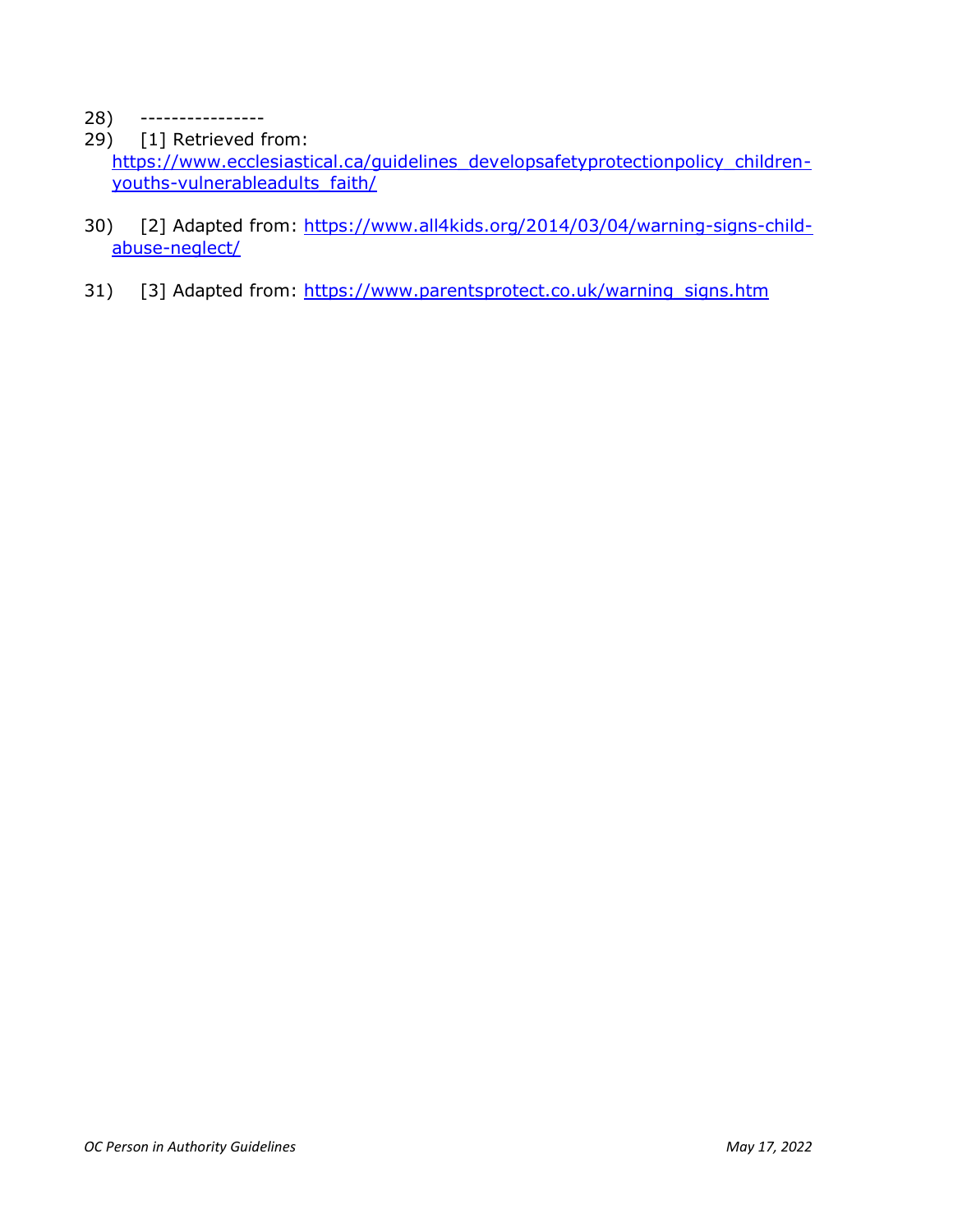28) ----------------
29) [1] Retrieved from: https://www.ecclesiastical.ca/guidelines_developsafetyprotectionpolicy_children-youths-vulnerableadults_faith/

30) [2] Adapted from: https://www.all4kids.org/2014/03/04/warning-signs-child-abuse-neglect/

31) [3] Adapted from: https://www.parentsprotect.co.uk/warning_signs.htm